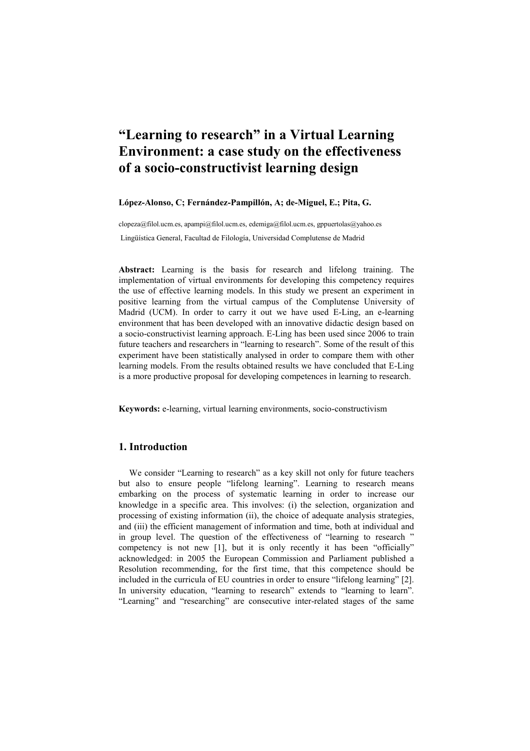# "Learning to research" in a Virtual Learning Environment: a case study on the effectiveness of a socio-constructivist learning design

**López-Alonso, C; Fernández-Pampillón, A; de-Miguel, E.; Pita, G.**

clopeza@filol.ucm.es, apampi@filol.ucm.es, edemiga@filol.ucm.es, gppuertolas@yahoo.es

Lingüística General, Facultad de Filología, Universidad Complutense de Madrid

**Abstract:** Learning is the basis for research and lifelong training. The implementation of virtual environments for developing this competency requires the use of effective learning models. In this study we present an experiment in positive learning from the virtual campus of the Complutense University of Madrid (UCM). In order to carry it out we have used E-Ling, an e-learning environment that has been developed with an innovative didactic design based on a socio-constructivist learning approach. E-Ling has been used since 2006 to train future teachers and researchers in "learning to research". Some of the result of this experiment have been statistically analysed in order to compare them with other learning models. From the results obtained results we have concluded that E-Ling is a more productive proposal for developing competences in learning to research.

**Keywords:** e-learning, virtual learning environments, socio-constructivism

## 1. Introduction

We consider "Learning to research" as a key skill not only for future teachers but also to ensure people "lifelong learning". Learning to research means embarking on the process of systematic learning in order to increase our knowledge in a specific area. This involves: (i) the selection, organization and processing of existing information (ii), the choice of adequate analysis strategies, and (iii) the efficient management of information and time, both at individual and in group level. The question of the effectiveness of "learning to research " competency is not new [1], but it is only recently it has been "officially" acknowledged: in 2005 the European Commission and Parliament published a Resolution recommending, for the first time, that this competence should be included in the curricula of EU countries in order to ensure "lifelong learning" [2]. In university education, "learning to research" extends to "learning to learn". "Learning" and "researching" are consecutive inter-related stages of the same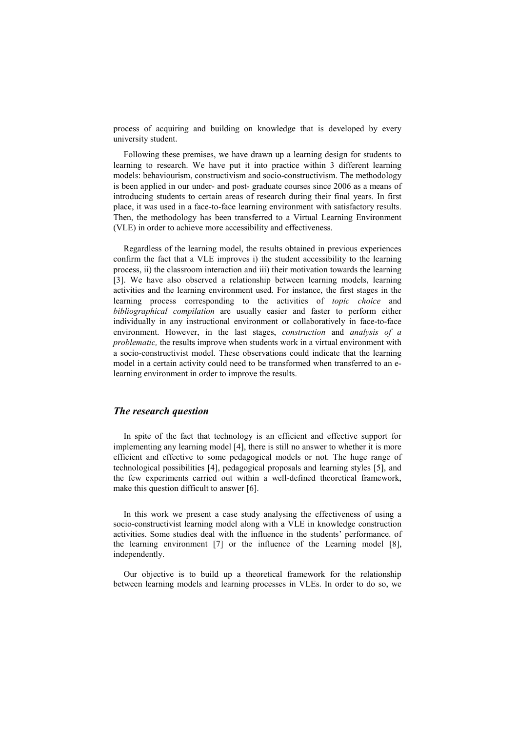process of acquiring and building on knowledge that is developed by every university student.

Following these premises, we have drawn up a learning design for students to learning to research. We have put it into practice within 3 different learning models: behaviourism, constructivism and socio-constructivism. The methodology is been applied in our under- and post- graduate courses since 2006 as a means of introducing students to certain areas of research during their final years. In first place, it was used in a face-to-face learning environment with satisfactory results. Then, the methodology has been transferred to a Virtual Learning Environment (VLE) in order to achieve more accessibility and effectiveness.

Regardless of the learning model, the results obtained in previous experiences confirm the fact that a VLE improves i) the student accessibility to the learning process, ii) the classroom interaction and iii) their motivation towards the learning [3]. We have also observed a relationship between learning models, learning activities and the learning environment used. For instance, the first stages in the learning process corresponding to the activities of *topic choice* and *bibliographical compilation* are usually easier and faster to perform either individually in any instructional environment or collaboratively in face-to-face environment. However, in the last stages, *construction* and *analysis of a problematic,* the results improve when students work in a virtual environment with a socio-constructivist model. These observations could indicate that the learning model in a certain activity could need to be transformed when transferred to an e-learning environment in order to improve the results.

## *The research question*

In spite of the fact that technology is an efficient and effective support for implementing any learning model [4], there is still no answer to whether it is more efficient and effective to some pedagogical models or not. The huge range of technological possibilities [4], pedagogical proposals and learning styles [5], and the few experiments carried out within a well-defined theoretical framework, make this question difficult to answer [6].

In this work we present a case study analysing the effectiveness of using a socio-constructivist learning model along with a VLE in knowledge construction activities. Some studies deal with the influence in the students' performance. of the learning environment [7] or the influence of the Learning model [8], independently.

Our objective is to build up a theoretical framework for the relationship between learning models and learning processes in VLEs. In order to do so, we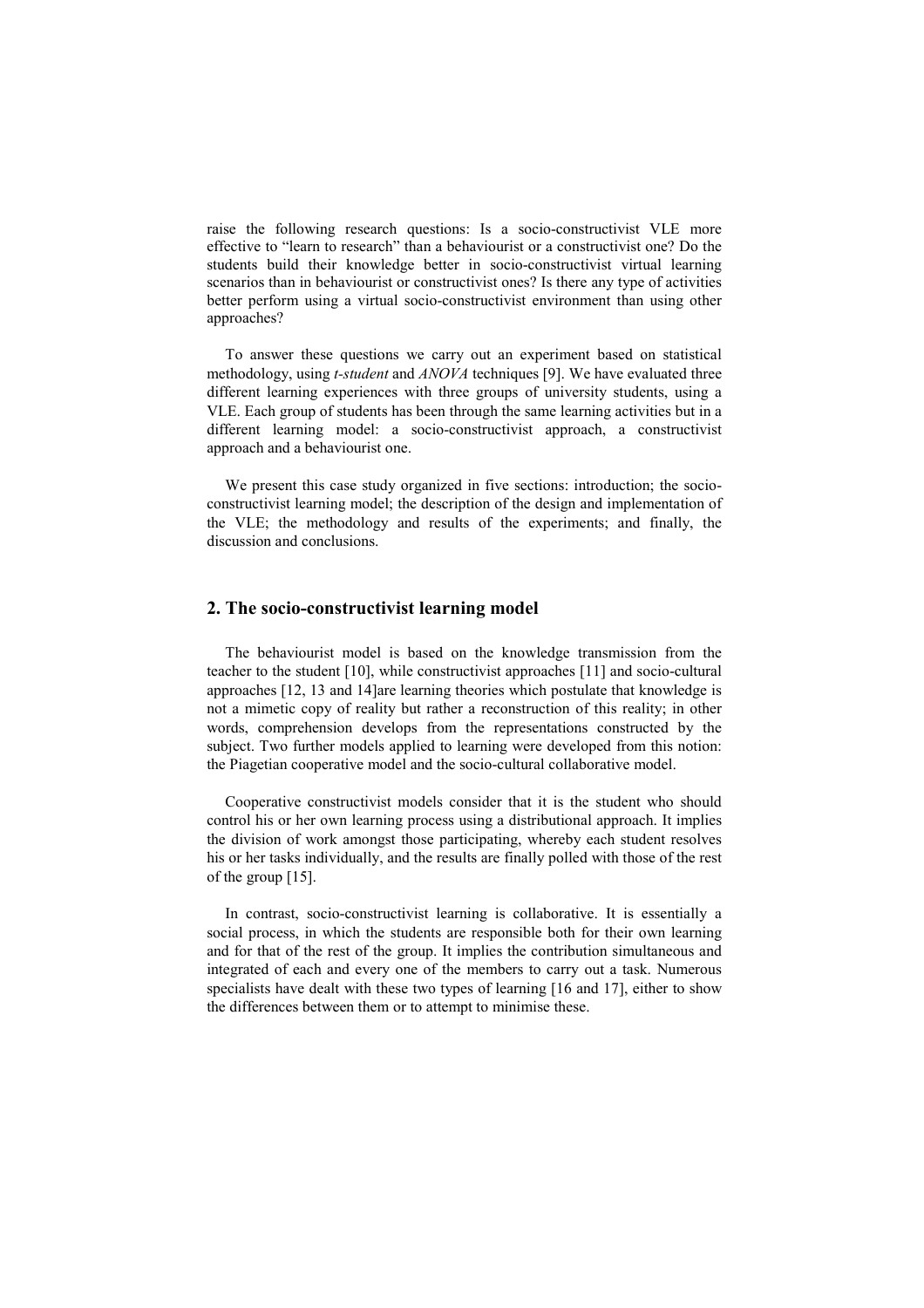raise the following research questions: Is a socio-constructivist VLE more effective to "learn to research" than a behaviourist or a constructivist one? Do the students build their knowledge better in socio-constructivist virtual learning scenarios than in behaviourist or constructivist ones? Is there any type of activities better perform using a virtual socio-constructivist environment than using other approaches?

To answer these questions we carry out an experiment based on statistical methodology, using *t-student* and *ANOVA* techniques [9]. We have evaluated three different learning experiences with three groups of university students, using a VLE. Each group of students has been through the same learning activities but in a different learning model: a socio-constructivist approach, a constructivist approach and a behaviourist one.

We present this case study organized in five sections: introduction; the socio-constructivist learning model; the description of the design and implementation of the VLE; the methodology and results of the experiments; and finally, the discussion and conclusions.

## 2. The socio-constructivist learning model

The behaviourist model is based on the knowledge transmission from the teacher to the student [10], while constructivist approaches [11] and socio-cultural approaches [12, 13 and 14]are learning theories which postulate that knowledge is not a mimetic copy of reality but rather a reconstruction of this reality; in other words, comprehension develops from the representations constructed by the subject. Two further models applied to learning were developed from this notion: the Piagetian cooperative model and the socio-cultural collaborative model.

Cooperative constructivist models consider that it is the student who should control his or her own learning process using a distributional approach. It implies the division of work amongst those participating, whereby each student resolves his or her tasks individually, and the results are finally polled with those of the rest of the group [15].

In contrast, socio-constructivist learning is collaborative. It is essentially a social process, in which the students are responsible both for their own learning and for that of the rest of the group. It implies the contribution simultaneous and integrated of each and every one of the members to carry out a task. Numerous specialists have dealt with these two types of learning [16 and 17], either to show the differences between them or to attempt to minimise these.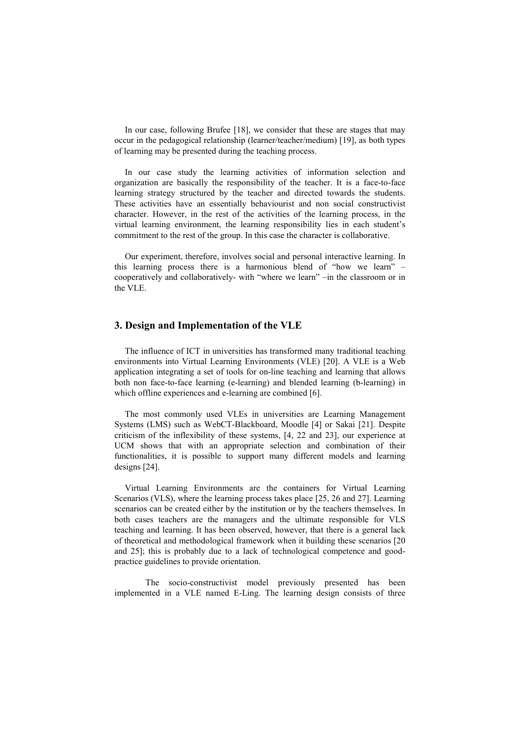In our case, following Brufee [18], we consider that these are stages that may occur in the pedagogical relationship (learner/teacher/medium) [19], as both types of learning may be presented during the teaching process.

In our case study the learning activities of information selection and organization are basically the responsibility of the teacher. It is a face-to-face learning strategy structured by the teacher and directed towards the students. These activities have an essentially behaviourist and non social constructivist character. However, in the rest of the activities of the learning process, in the virtual learning environment, the learning responsibility lies in each student's commitment to the rest of the group. In this case the character is collaborative.

Our experiment, therefore, involves social and personal interactive learning. In this learning process there is a harmonious blend of "how we learn" –cooperatively and collaboratively- with "where we learn" –in the classroom or in the VLE.

## 3. Design and Implementation of the VLE

The influence of ICT in universities has transformed many traditional teaching environments into Virtual Learning Environments (VLE) [20]. A VLE is a Web application integrating a set of tools for on-line teaching and learning that allows both non face-to-face learning (e-learning) and blended learning (b-learning) in which offline experiences and e-learning are combined [6].

The most commonly used VLEs in universities are Learning Management Systems (LMS) such as WebCT-Blackboard, Moodle [4] or Sakai [21]. Despite criticism of the inflexibility of these systems, [4, 22 and 23], our experience at UCM shows that with an appropriate selection and combination of their functionalities, it is possible to support many different models and learning designs [24].

Virtual Learning Environments are the containers for Virtual Learning Scenarios (VLS), where the learning process takes place [25, 26 and 27]. Learning scenarios can be created either by the institution or by the teachers themselves. In both cases teachers are the managers and the ultimate responsible for VLS teaching and learning. It has been observed, however, that there is a general lack of theoretical and methodological framework when it building these scenarios [20 and 25]; this is probably due to a lack of technological competence and good-practice guidelines to provide orientation.

The socio-constructivist model previously presented has been implemented in a VLE named E-Ling. The learning design consists of three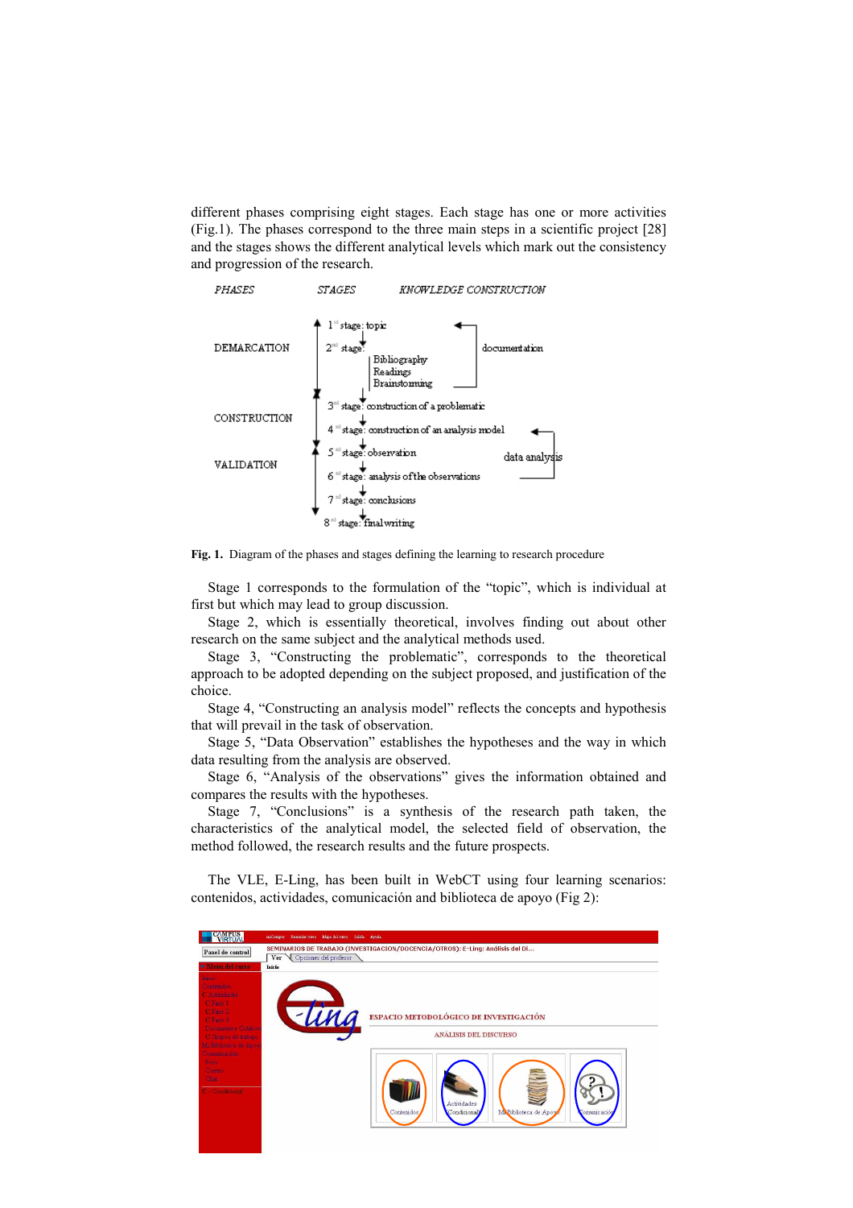different phases comprising eight stages. Each stage has one or more activities (Fig.1). The phases correspond to the three main steps in a scientific project [28] and the stages shows the different analytical levels which mark out the consistency and progression of the research.

Fig. 1. Diagram of the phases and stages defining the learning to research procedure

Stage 1 corresponds to the formulation of the "topic", which is individual at first but which may lead to group discussion.

Stage 2, which is essentially theoretical, involves finding out about other research on the same subject and the analytical methods used.

Stage 3, "Constructing the problematic", corresponds to the theoretical approach to be adopted depending on the subject proposed, and justification of the choice.

Stage 4, "Constructing an analysis model" reflects the concepts and hypothesis that will prevail in the task of observation.

Stage 5, "Data Observation" establishes the hypotheses and the way in which data resulting from the analysis are observed.

Stage 6, "Analysis of the observations" gives the information obtained and compares the results with the hypotheses.

Stage 7, "Conclusions" is a synthesis of the research path taken, the characteristics of the analytical model, the selected field of observation, the method followed, the research results and the future prospects.

The VLE, E-Ling, has been built in WebCT using four learning scenarios: contenidos, actividades, comunicación and biblioteca de apoyo (Fig 2):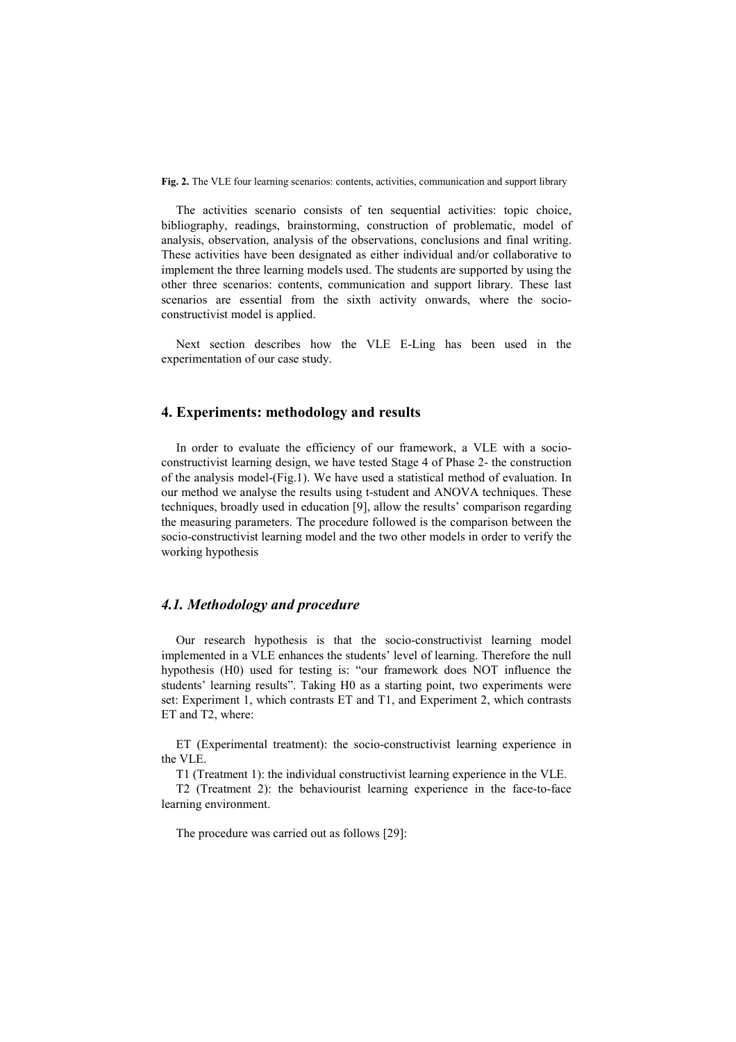**Fig. 2.** The VLE four learning scenarios: contents, activities, communication and support library

The activities scenario consists of ten sequential activities: topic choice, bibliography, readings, brainstorming, construction of problematic, model of analysis, observation, analysis of the observations, conclusions and final writing. These activities have been designated as either individual and/or collaborative to implement the three learning models used. The students are supported by using the other three scenarios: contents, communication and support library. These last scenarios are essential from the sixth activity onwards, where the socio-constructivist model is applied.

Next section describes how the VLE E-Ling has been used in the experimentation of our case study.

## 4. Experiments: methodology and results

In order to evaluate the efficiency of our framework, a VLE with a socio-constructivist learning design, we have tested Stage 4 of Phase 2- the construction of the analysis model-(Fig.1). We have used a statistical method of evaluation. In our method we analyse the results using t-student and ANOVA techniques. These techniques, broadly used in education [9], allow the results' comparison regarding the measuring parameters. The procedure followed is the comparison between the socio-constructivist learning model and the two other models in order to verify the working hypothesis

### *4.1. Methodology and procedure*

Our research hypothesis is that the socio-constructivist learning model implemented in a VLE enhances the students' level of learning. Therefore the null hypothesis (H0) used for testing is: "our framework does NOT influence the students' learning results". Taking H0 as a starting point, two experiments were set: Experiment 1, which contrasts ET and T1, and Experiment 2, which contrasts ET and T2, where:

ET (Experimental treatment): the socio-constructivist learning experience in the VLE.

T1 (Treatment 1): the individual constructivist learning experience in the VLE.

T2 (Treatment 2): the behaviourist learning experience in the face-to-face learning environment.

The procedure was carried out as follows [29]: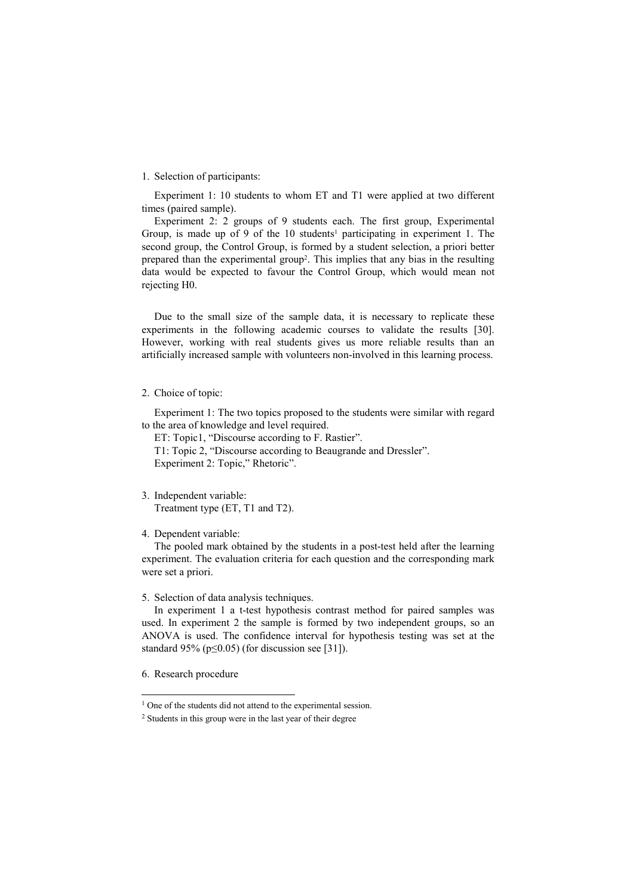1. Selection of participants:

   Experiment 1: 10 students to whom ET and T1 were applied at two different times (paired sample).

   Experiment 2: 2 groups of 9 students each. The first group, Experimental Group, is made up of 9 of the 10 students[1] participating in experiment 1. The second group, the Control Group, is formed by a student selection, a priori better prepared than the experimental group[2]. This implies that any bias in the resulting data would be expected to favour the Control Group, which would mean not rejecting H0.

   Due to the small size of the sample data, it is necessary to replicate these experiments in the following academic courses to validate the results [30]. However, working with real students gives us more reliable results than an artificially increased sample with volunteers non-involved in this learning process.

2. Choice of topic:

   Experiment 1: The two topics proposed to the students were similar with regard to the area of knowledge and level required.

   ET: Topic1, "Discourse according to F. Rastier".

   T1: Topic 2, "Discourse according to Beaugrande and Dressler".

   Experiment 2: Topic," Rhetoric".

3. Independent variable:

   Treatment type (ET, T1 and T2).

4. Dependent variable:

   The pooled mark obtained by the students in a post-test held after the learning experiment. The evaluation criteria for each question and the corresponding mark were set a priori.

5. Selection of data analysis techniques.

   In experiment 1 a t-test hypothesis contrast method for paired samples was used. In experiment 2 the sample is formed by two independent groups, so an ANOVA is used. The confidence interval for hypothesis testing was set at the standard 95% ($p \leq 0.05$) (for discussion see [31]).

6. Research procedure

---

[1] One of the students did not attend to the experimental session.

[2] Students in this group were in the last year of their degree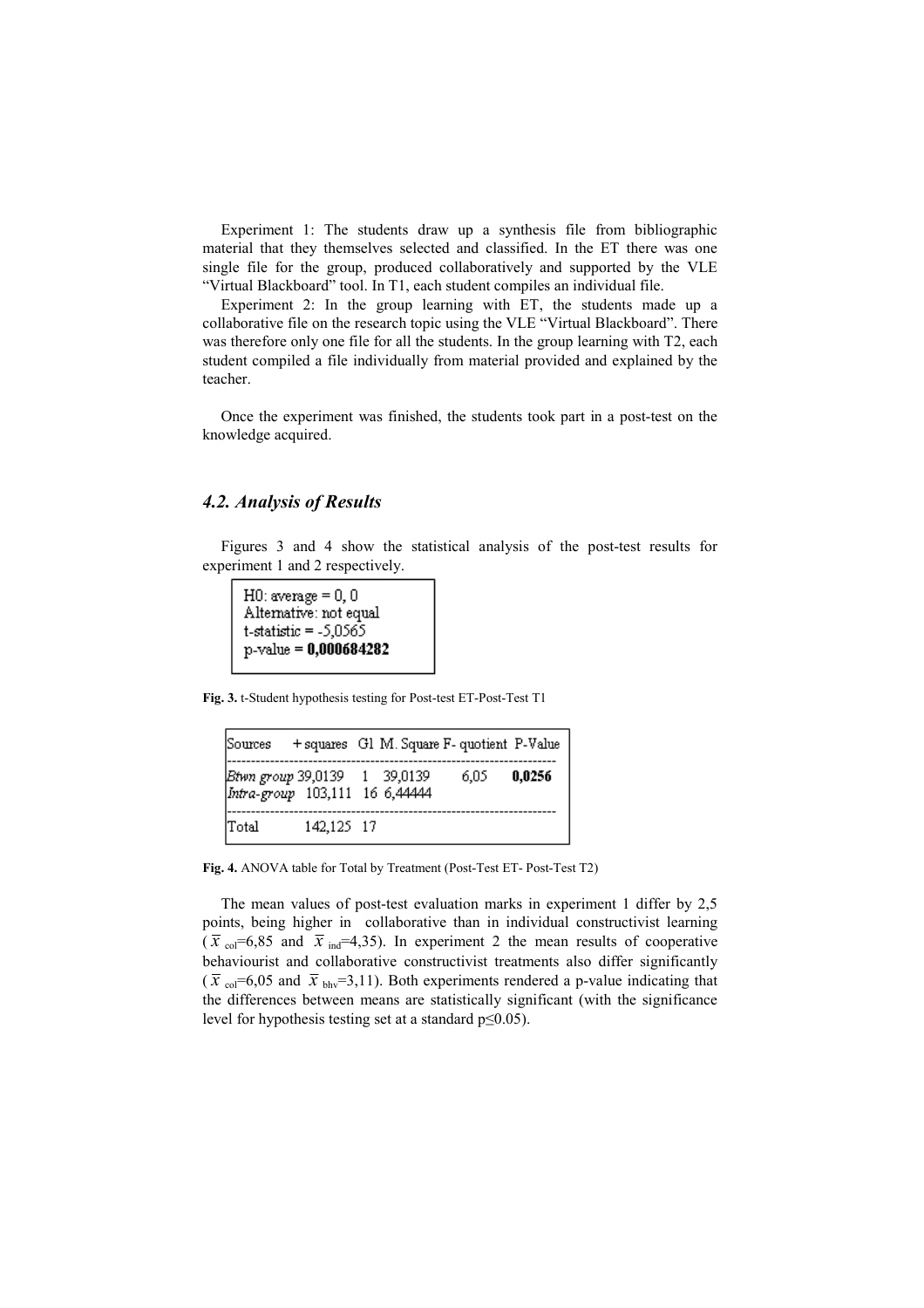Experiment 1: The students draw up a synthesis file from bibliographic material that they themselves selected and classified. In the ET there was one single file for the group, produced collaboratively and supported by the VLE "Virtual Blackboard" tool. In T1, each student compiles an individual file.

Experiment 2: In the group learning with ET, the students made up a collaborative file on the research topic using the VLE "Virtual Blackboard". There was therefore only one file for all the students. In the group learning with T2, each student compiled a file individually from material provided and explained by the teacher.

Once the experiment was finished, the students took part in a post-test on the knowledge acquired.

### *4.2. Analysis of Results*

Figures 3 and 4 show the statistical analysis of the post-test results for experiment 1 and 2 respectively.

```
H0: average = 0, 0
Alternative: not equal
t-statistic = -5,0565
p-value = 0,000684282
```

**Fig. 3.** t-Student hypothesis testing for Post-test ET-Post-Test T1

| Sources | + squares | Gl | M. Square | F- quotient | P-Value |
|---|---|---|---|---|---|
| *Btwn group* | 39,0139 | 1 | 39,0139 | 6,05 | **0,0256** |
| *Intra-group* | 103,111 | 16 | 6,44444 | | |
| Total | 142,125 | 17 | | | |

**Fig. 4.** ANOVA table for Total by Treatment (Post-Test ET- Post-Test T2)

The mean values of post-test evaluation marks in experiment 1 differ by 2,5 points, being higher in collaborative than in individual constructivist learning ($\bar{x}_{col}$=6,85 and $\bar{x}_{ind}$=4,35). In experiment 2 the mean results of cooperative behaviourist and collaborative constructivist treatments also differ significantly ($\bar{x}_{col}$=6,05 and $\bar{x}_{bhv}$=3,11). Both experiments rendered a p-value indicating that the differences between means are statistically significant (with the significance level for hypothesis testing set at a standard $p \leq 0.05$).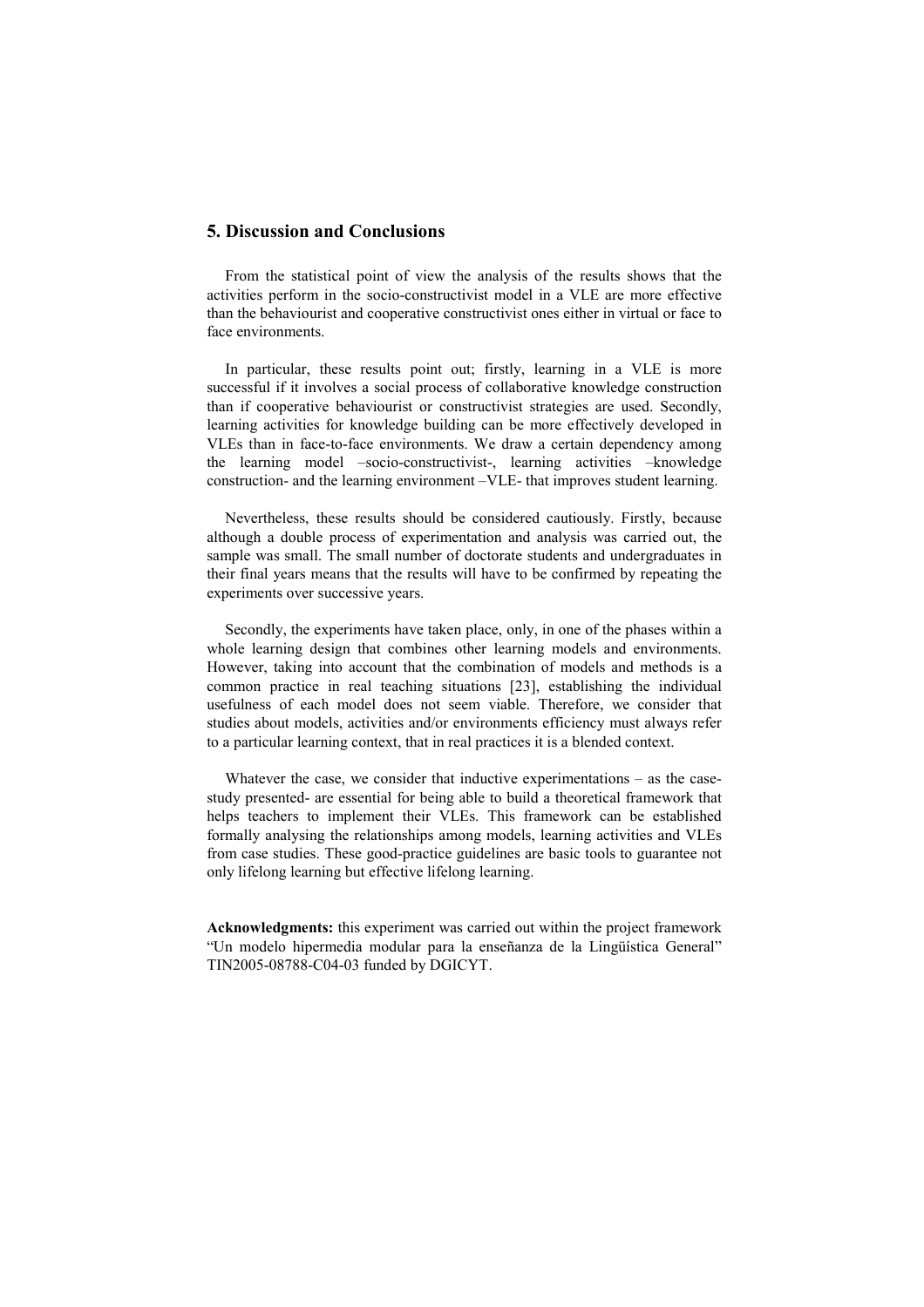## 5. Discussion and Conclusions

From the statistical point of view the analysis of the results shows that the activities perform in the socio-constructivist model in a VLE are more effective than the behaviourist and cooperative constructivist ones either in virtual or face to face environments.

In particular, these results point out; firstly, learning in a VLE is more successful if it involves a social process of collaborative knowledge construction than if cooperative behaviourist or constructivist strategies are used. Secondly, learning activities for knowledge building can be more effectively developed in VLEs than in face-to-face environments. We draw a certain dependency among the learning model –socio-constructivist-, learning activities –knowledge construction- and the learning environment –VLE- that improves student learning.

Nevertheless, these results should be considered cautiously. Firstly, because although a double process of experimentation and analysis was carried out, the sample was small. The small number of doctorate students and undergraduates in their final years means that the results will have to be confirmed by repeating the experiments over successive years.

Secondly, the experiments have taken place, only, in one of the phases within a whole learning design that combines other learning models and environments. However, taking into account that the combination of models and methods is a common practice in real teaching situations [23], establishing the individual usefulness of each model does not seem viable. Therefore, we consider that studies about models, activities and/or environments efficiency must always refer to a particular learning context, that in real practices it is a blended context.

Whatever the case, we consider that inductive experimentations – as the case-study presented- are essential for being able to build a theoretical framework that helps teachers to implement their VLEs. This framework can be established formally analysing the relationships among models, learning activities and VLEs from case studies. These good-practice guidelines are basic tools to guarantee not only lifelong learning but effective lifelong learning.

**Acknowledgments:** this experiment was carried out within the project framework "Un modelo hipermedia modular para la enseñanza de la Lingüística General" TIN2005-08788-C04-03 funded by DGICYT.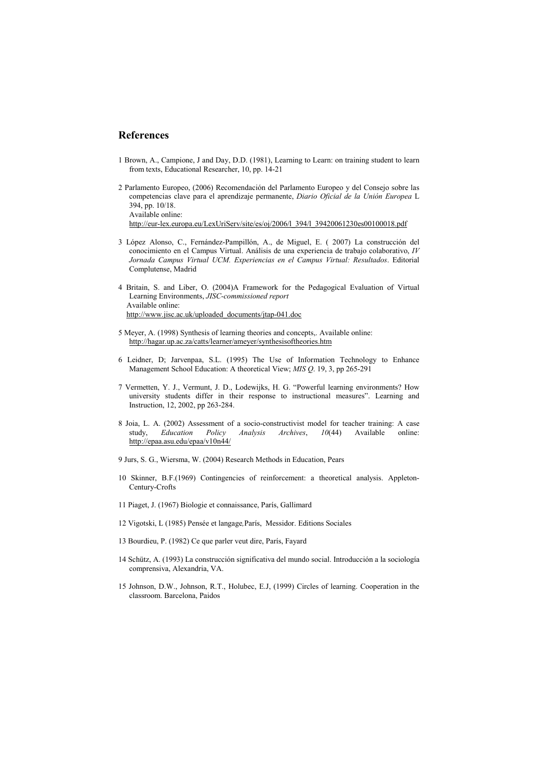## References

1 Brown, A., Campione, J and Day, D.D. (1981), Learning to Learn: on training student to learn from texts, Educational Researcher, 10, pp. 14-21

2 Parlamento Europeo, (2006) Recomendación del Parlamento Europeo y del Consejo sobre las competencias clave para el aprendizaje permanente, *Diario Oficial de la Unión Europea* L 394, pp. 10/18.
Available online:
http://eur-lex.europa.eu/LexUriServ/site/es/oj/2006/l_394/l_39420061230es00100018.pdf

3 López Alonso, C., Fernández-Pampillón, A., de Miguel, E. ( 2007) La construcción del conocimiento en el Campus Virtual. Análisis de una experiencia de trabajo colaborativo, *IV Jornada Campus Virtual UCM. Experiencias en el Campus Virtual: Resultados*. Editorial Complutense, Madrid

4 Britain, S. and Liber, O. (2004)A Framework for the Pedagogical Evaluation of Virtual Learning Environments, *JISC-commissioned report*
Available online:
http://www.jisc.ac.uk/uploaded_documents/jtap-041.doc

5 Meyer, A. (1998) Synthesis of learning theories and concepts,. Available online: http://hagar.up.ac.za/catts/learner/ameyer/synthesisoftheories.htm

6 Leidner, D; Jarvenpaa, S.L. (1995) The Use of Information Technology to Enhance Management School Education: A theoretical View; *MIS Q*. 19, 3, pp 265-291

7 Vermetten, Y. J., Vermunt, J. D., Lodewijks, H. G. "Powerful learning environments? How university students differ in their response to instructional measures". Learning and Instruction, 12, 2002, pp 263-284.

8 Joia, L. A. (2002) Assessment of a socio-constructivist model for teacher training: A case study, *Education Policy Analysis Archives*, *10*(44) Available online: http://epaa.asu.edu/epaa/v10n44/

9 Jurs, S. G., Wiersma, W. (2004) Research Methods in Education, Pears

10 Skinner, B.F.(1969) Contingencies of reinforcement: a theoretical analysis. Appleton-Century-Crofts

11 Piaget, J. (1967) Biologie et connaissance, París, Gallimard

12 Vigotski, L (1985) Pensée et langage*,*París, Messidor. Editions Sociales

13 Bourdieu, P. (1982) Ce que parler veut dire, París, Fayard

14 Schütz, A. (1993) La construcción significativa del mundo social. Introducción a la sociología comprensiva, Alexandria, VA.

15 Johnson, D.W., Johnson, R.T., Holubec, E.J, (1999) Circles of learning. Cooperation in the classroom. Barcelona, Paidos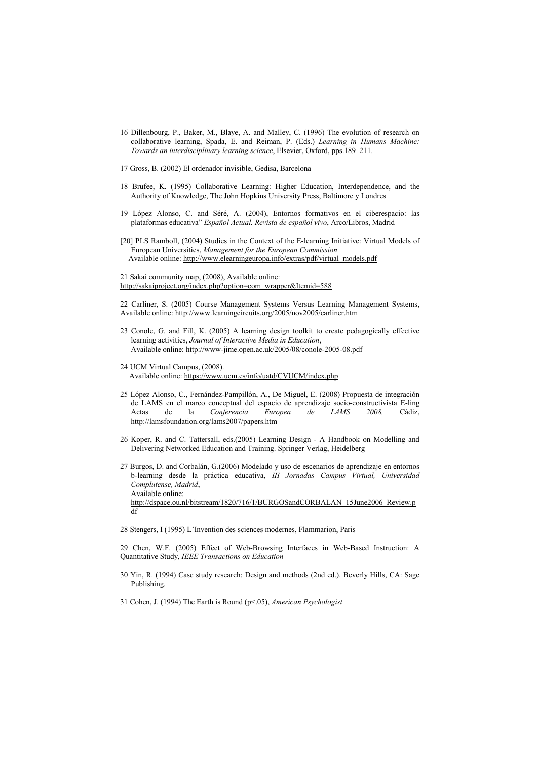16 Dillenbourg, P., Baker, M., Blaye, A. and Malley, C. (1996) The evolution of research on collaborative learning, Spada, E. and Reiman, P. (Eds.) *Learning in Humans Machine: Towards an interdisciplinary learning science*, Elsevier, Oxford, pps.189–211.

17 Gross, B. (2002) El ordenador invisible, Gedisa, Barcelona

18 Brufee, K. (1995) Collaborative Learning: Higher Education, Interdependence, and the Authority of Knowledge, The John Hopkins University Press, Baltimore y Londres

19 López Alonso, C. and Séré, A. (2004), Entornos formativos en el ciberespacio: las plataformas educativa" *Español Actual. Revista de español vivo*, Arco/Libros, Madrid

[20] PLS Ramboll, (2004) Studies in the Context of the E-learning Initiative: Virtual Models of European Universities, *Management for the European Commission*
Available online: http://www.elearningeuropa.info/extras/pdf/virtual_models.pdf

21 Sakai community map, (2008), Available online:
http://sakaiproject.org/index.php?option=com_wrapper&Itemid=588

22 Carliner, S. (2005) Course Management Systems Versus Learning Management Systems, Available online: http://www.learningcircuits.org/2005/nov2005/carliner.htm

23 Conole, G. and Fill, K. (2005) A learning design toolkit to create pedagogically effective learning activities, *Journal of Interactive Media in Education*,
Available online: http://www-jime.open.ac.uk/2005/08/conole-2005-08.pdf

24 UCM Virtual Campus, (2008).
Available online: https://www.ucm.es/info/uatd/CVUCM/index.php

25 López Alonso, C., Fernández-Pampillón, A., De Miguel, E. (2008) Propuesta de integración de LAMS en el marco conceptual del espacio de aprendizaje socio-constructivista E-ling Actas de la *Conferencia Europea de LAMS 2008,* Cádiz, http://lamsfoundation.org/lams2007/papers.htm

26 Koper, R. and C. Tattersall, eds.(2005) Learning Design - A Handbook on Modelling and Delivering Networked Education and Training. Springer Verlag, Heidelberg

27 Burgos, D. and Corbalán, G.(2006) Modelado y uso de escenarios de aprendizaje en entornos b-learning desde la práctica educativa, *III Jornadas Campus Virtual, Universidad Complutense, Madrid*,
Available online:
http://dspace.ou.nl/bitstream/1820/716/1/BURGOSandCORBALAN_15June2006_Review.pdf

28 Stengers, I (1995) L'Invention des sciences modernes, Flammarion, Paris

29 Chen, W.F. (2005) Effect of Web-Browsing Interfaces in Web-Based Instruction: A Quantitative Study, *IEEE Transactions on Education*

30 Yin, R. (1994) Case study research: Design and methods (2nd ed.). Beverly Hills, CA: Sage Publishing.

31 Cohen, J. (1994) The Earth is Round ($p<.05$), *American Psychologist*